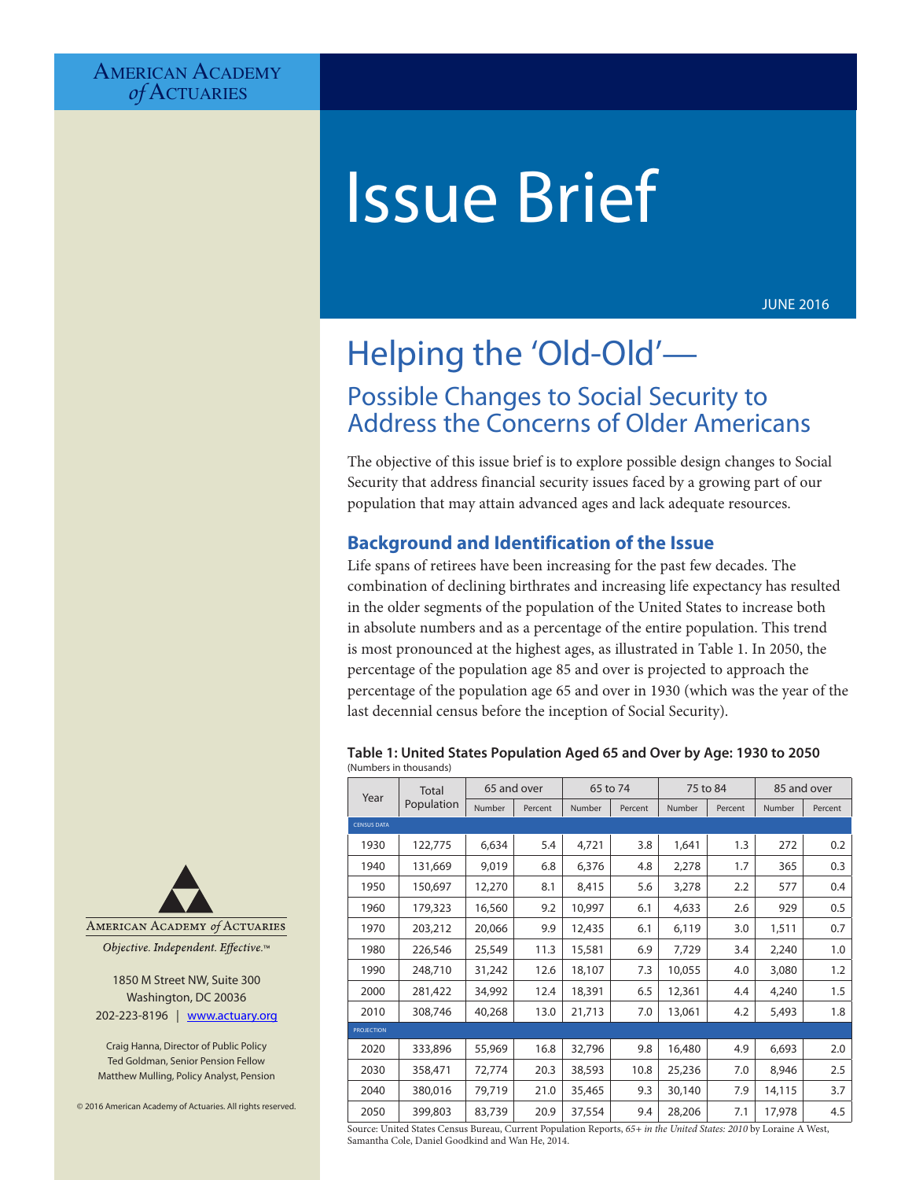AMERICAN ACADEMY of ACTUARIES

# Issue Brief

JUNE 2016

# Helping the 'Old-Old'—

## Possible Changes to Social Security to Address the Concerns of Older Americans

The objective of this issue brief is to explore possible design changes to Social Security that address financial security issues faced by a growing part of our population that may attain advanced ages and lack adequate resources.

### Background and Identification of the Issue

Life spans of retirees have been increasing for the past few decades. The combination of declining birthrates and increasing life expectancy has resulted in the older segments of the population of the United States to increase both in absolute numbers and as a percentage of the entire population. This trend is most pronounced at the highest ages, as illustrated in Table 1. In 2050, the percentage of the population age 85 and over is projected to approach the percentage of the population age 65 and over in 1930 (which was the year of the last decennial census before the inception of Social Security).

**Table 1: United States Population Aged 65 and Over by Age: 1930 to 2050**
(Numbers in thousands)

| Year | Total Population | 65 and over | | 65 to 74 | | 75 to 84 | | 85 and over | |
|---|---|---|---|---|---|---|---|---|---|
| | | Number | Percent | Number | Percent | Number | Percent | Number | Percent |
| CENSUS DATA | | | | | | | | | |
| 1930 | 122,775 | 6,634 | 5.4 | 4,721 | 3.8 | 1,641 | 1.3 | 272 | 0.2 |
| 1940 | 131,669 | 9,019 | 6.8 | 6,376 | 4.8 | 2,278 | 1.7 | 365 | 0.3 |
| 1950 | 150,697 | 12,270 | 8.1 | 8,415 | 5.6 | 3,278 | 2.2 | 577 | 0.4 |
| 1960 | 179,323 | 16,560 | 9.2 | 10,997 | 6.1 | 4,633 | 2.6 | 929 | 0.5 |
| 1970 | 203,212 | 20,066 | 9.9 | 12,435 | 6.1 | 6,119 | 3.0 | 1,511 | 0.7 |
| 1980 | 226,546 | 25,549 | 11.3 | 15,581 | 6.9 | 7,729 | 3.4 | 2,240 | 1.0 |
| 1990 | 248,710 | 31,242 | 12.6 | 18,107 | 7.3 | 10,055 | 4.0 | 3,080 | 1.2 |
| 2000 | 281,422 | 34,992 | 12.4 | 18,391 | 6.5 | 12,361 | 4.4 | 4,240 | 1.5 |
| 2010 | 308,746 | 40,268 | 13.0 | 21,713 | 7.0 | 13,061 | 4.2 | 5,493 | 1.8 |
| PROJECTION | | | | | | | | | |
| 2020 | 333,896 | 55,969 | 16.8 | 32,796 | 9.8 | 16,480 | 4.9 | 6,693 | 2.0 |
| 2030 | 358,471 | 72,774 | 20.3 | 38,593 | 10.8 | 25,236 | 7.0 | 8,946 | 2.5 |
| 2040 | 380,016 | 79,719 | 21.0 | 35,465 | 9.3 | 30,140 | 7.9 | 14,115 | 3.7 |
| 2050 | 399,803 | 83,739 | 20.9 | 37,554 | 9.4 | 28,206 | 7.1 | 17,978 | 4.5 |

Source: United States Census Bureau, Current Population Reports, *65+ in the United States: 2010* by Loraine A West, Samantha Cole, Daniel Goodkind and Wan He, 2014.

AMERICAN ACADEMY of ACTUARIES

*Objective. Independent. Effective.™*

1850 M Street NW, Suite 300
Washington, DC 20036
202-223-8196 | www.actuary.org

Craig Hanna, Director of Public Policy
Ted Goldman, Senior Pension Fellow
Matthew Mulling, Policy Analyst, Pension

© 2016 American Academy of Actuaries. All rights reserved.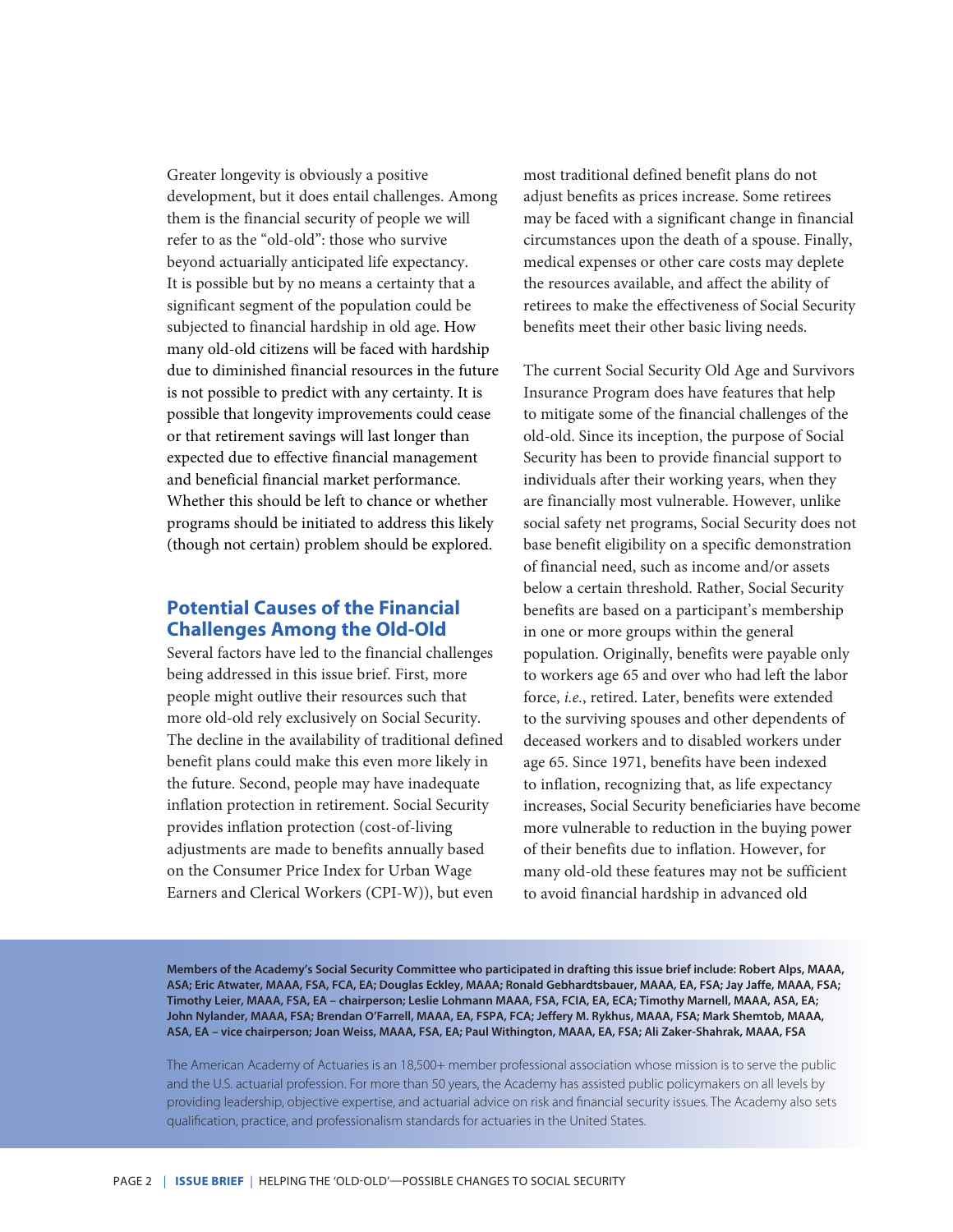Greater longevity is obviously a positive development, but it does entail challenges. Among them is the financial security of people we will refer to as the "old-old": those who survive beyond actuarially anticipated life expectancy. It is possible but by no means a certainty that a significant segment of the population could be subjected to financial hardship in old age. How many old-old citizens will be faced with hardship due to diminished financial resources in the future is not possible to predict with any certainty. It is possible that longevity improvements could cease or that retirement savings will last longer than expected due to effective financial management and beneficial financial market performance. Whether this should be left to chance or whether programs should be initiated to address this likely (though not certain) problem should be explored.

## Potential Causes of the Financial Challenges Among the Old-Old

Several factors have led to the financial challenges being addressed in this issue brief. First, more people might outlive their resources such that more old-old rely exclusively on Social Security. The decline in the availability of traditional defined benefit plans could make this even more likely in the future. Second, people may have inadequate inflation protection in retirement. Social Security provides inflation protection (cost-of-living adjustments are made to benefits annually based on the Consumer Price Index for Urban Wage Earners and Clerical Workers (CPI-W)), but even most traditional defined benefit plans do not adjust benefits as prices increase. Some retirees may be faced with a significant change in financial circumstances upon the death of a spouse. Finally, medical expenses or other care costs may deplete the resources available, and affect the ability of retirees to make the effectiveness of Social Security benefits meet their other basic living needs.

The current Social Security Old Age and Survivors Insurance Program does have features that help to mitigate some of the financial challenges of the old-old. Since its inception, the purpose of Social Security has been to provide financial support to individuals after their working years, when they are financially most vulnerable. However, unlike social safety net programs, Social Security does not base benefit eligibility on a specific demonstration of financial need, such as income and/or assets below a certain threshold. Rather, Social Security benefits are based on a participant's membership in one or more groups within the general population. Originally, benefits were payable only to workers age 65 and over who had left the labor force, *i.e.*, retired. Later, benefits were extended to the surviving spouses and other dependents of deceased workers and to disabled workers under age 65. Since 1971, benefits have been indexed to inflation, recognizing that, as life expectancy increases, Social Security beneficiaries have become more vulnerable to reduction in the buying power of their benefits due to inflation. However, for many old-old these features may not be sufficient to avoid financial hardship in advanced old

**Members of the Academy's Social Security Committee who participated in drafting this issue brief include: Robert Alps, MAAA, ASA; Eric Atwater, MAAA, FSA, FCA, EA; Douglas Eckley, MAAA; Ronald Gebhardtsbauer, MAAA, EA, FSA; Jay Jaffe, MAAA, FSA; Timothy Leier, MAAA, FSA, EA – chairperson; Leslie Lohmann MAAA, FSA, FCIA, EA, ECA; Timothy Marnell, MAAA, ASA, EA; John Nylander, MAAA, FSA; Brendan O'Farrell, MAAA, EA, FSPA, FCA; Jeffery M. Rykhus, MAAA, FSA; Mark Shemtob, MAAA, ASA, EA – vice chairperson; Joan Weiss, MAAA, FSA, EA; Paul Withington, MAAA, EA, FSA; Ali Zaker-Shahrak, MAAA, FSA**

The American Academy of Actuaries is an 18,500+ member professional association whose mission is to serve the public and the U.S. actuarial profession. For more than 50 years, the Academy has assisted public policymakers on all levels by providing leadership, objective expertise, and actuarial advice on risk and financial security issues. The Academy also sets qualification, practice, and professionalism standards for actuaries in the United States.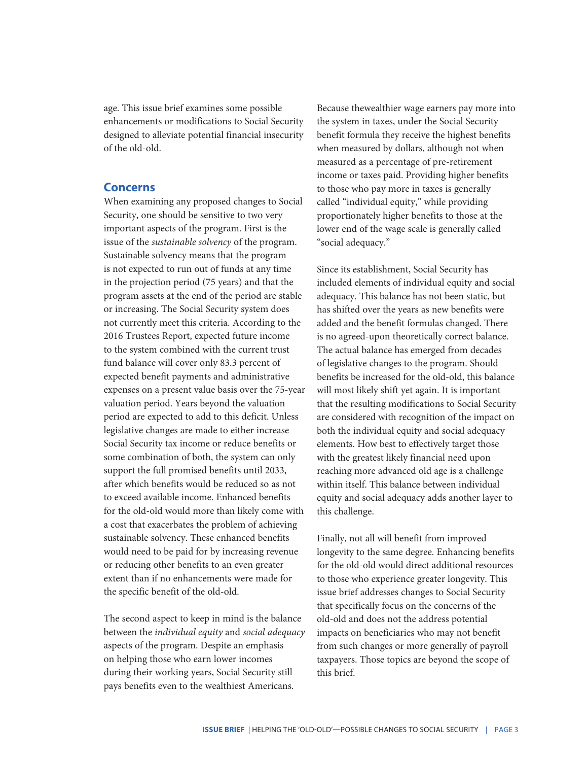age. This issue brief examines some possible enhancements or modifications to Social Security designed to alleviate potential financial insecurity of the old-old.

## Concerns

When examining any proposed changes to Social Security, one should be sensitive to two very important aspects of the program. First is the issue of the *sustainable solvency* of the program. Sustainable solvency means that the program is not expected to run out of funds at any time in the projection period (75 years) and that the program assets at the end of the period are stable or increasing. The Social Security system does not currently meet this criteria. According to the 2016 Trustees Report, expected future income to the system combined with the current trust fund balance will cover only 83.3 percent of expected benefit payments and administrative expenses on a present value basis over the 75-year valuation period. Years beyond the valuation period are expected to add to this deficit. Unless legislative changes are made to either increase Social Security tax income or reduce benefits or some combination of both, the system can only support the full promised benefits until 2033, after which benefits would be reduced so as not to exceed available income. Enhanced benefits for the old-old would more than likely come with a cost that exacerbates the problem of achieving sustainable solvency. These enhanced benefits would need to be paid for by increasing revenue or reducing other benefits to an even greater extent than if no enhancements were made for the specific benefit of the old-old.

The second aspect to keep in mind is the balance between the *individual equity* and *social adequacy* aspects of the program. Despite an emphasis on helping those who earn lower incomes during their working years, Social Security still pays benefits even to the wealthiest Americans. Because thewealthier wage earners pay more into the system in taxes, under the Social Security benefit formula they receive the highest benefits when measured by dollars, although not when measured as a percentage of pre-retirement income or taxes paid. Providing higher benefits to those who pay more in taxes is generally called "individual equity," while providing proportionately higher benefits to those at the lower end of the wage scale is generally called "social adequacy."

Since its establishment, Social Security has included elements of individual equity and social adequacy. This balance has not been static, but has shifted over the years as new benefits were added and the benefit formulas changed. There is no agreed-upon theoretically correct balance. The actual balance has emerged from decades of legislative changes to the program. Should benefits be increased for the old-old, this balance will most likely shift yet again. It is important that the resulting modifications to Social Security are considered with recognition of the impact on both the individual equity and social adequacy elements. How best to effectively target those with the greatest likely financial need upon reaching more advanced old age is a challenge within itself. This balance between individual equity and social adequacy adds another layer to this challenge.

Finally, not all will benefit from improved longevity to the same degree. Enhancing benefits for the old-old would direct additional resources to those who experience greater longevity. This issue brief addresses changes to Social Security that specifically focus on the concerns of the old-old and does not the address potential impacts on beneficiaries who may not benefit from such changes or more generally of payroll taxpayers. Those topics are beyond the scope of this brief.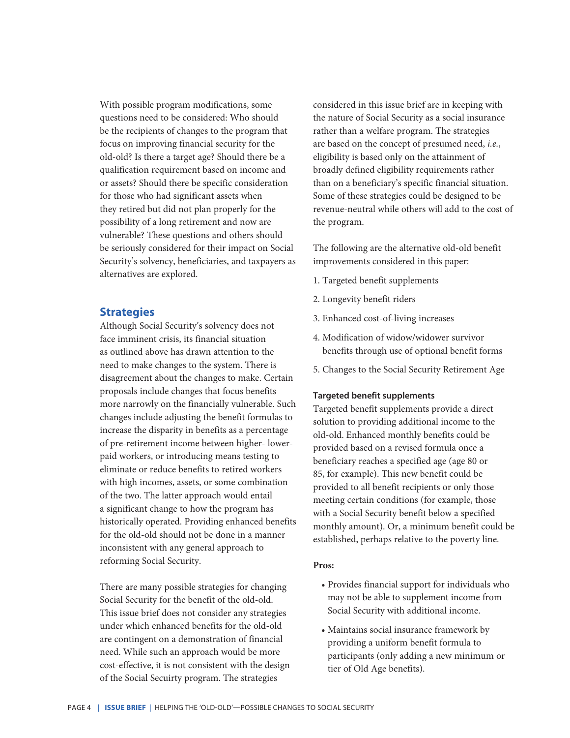With possible program modifications, some questions need to be considered: Who should be the recipients of changes to the program that focus on improving financial security for the old-old? Is there a target age? Should there be a qualification requirement based on income and or assets? Should there be specific consideration for those who had significant assets when they retired but did not plan properly for the possibility of a long retirement and now are vulnerable? These questions and others should be seriously considered for their impact on Social Security's solvency, beneficiaries, and taxpayers as alternatives are explored.

## Strategies

Although Social Security's solvency does not face imminent crisis, its financial situation as outlined above has drawn attention to the need to make changes to the system. There is disagreement about the changes to make. Certain proposals include changes that focus benefits more narrowly on the financially vulnerable. Such changes include adjusting the benefit formulas to increase the disparity in benefits as a percentage of pre-retirement income between higher- lower-paid workers, or introducing means testing to eliminate or reduce benefits to retired workers with high incomes, assets, or some combination of the two. The latter approach would entail a significant change to how the program has historically operated. Providing enhanced benefits for the old-old should not be done in a manner inconsistent with any general approach to reforming Social Security.

There are many possible strategies for changing Social Security for the benefit of the old-old. This issue brief does not consider any strategies under which enhanced benefits for the old-old are contingent on a demonstration of financial need. While such an approach would be more cost-effective, it is not consistent with the design of the Social Secuirty program. The strategies considered in this issue brief are in keeping with the nature of Social Security as a social insurance rather than a welfare program. The strategies are based on the concept of presumed need, *i.e.*, eligibility is based only on the attainment of broadly defined eligibility requirements rather than on a beneficiary's specific financial situation. Some of these strategies could be designed to be revenue-neutral while others will add to the cost of the program.

The following are the alternative old-old benefit improvements considered in this paper:

1. Targeted benefit supplements
2. Longevity benefit riders
3. Enhanced cost-of-living increases
4. Modification of widow/widower survivor benefits through use of optional benefit forms
5. Changes to the Social Security Retirement Age

### Targeted benefit supplements

Targeted benefit supplements provide a direct solution to providing additional income to the old-old. Enhanced monthly benefits could be provided based on a revised formula once a beneficiary reaches a specified age (age 80 or 85, for example). This new benefit could be provided to all benefit recipients or only those meeting certain conditions (for example, those with a Social Security benefit below a specified monthly amount). Or, a minimum benefit could be established, perhaps relative to the poverty line.

**Pros:**

- Provides financial support for individuals who may not be able to supplement income from Social Security with additional income.
- Maintains social insurance framework by providing a uniform benefit formula to participants (only adding a new minimum or tier of Old Age benefits).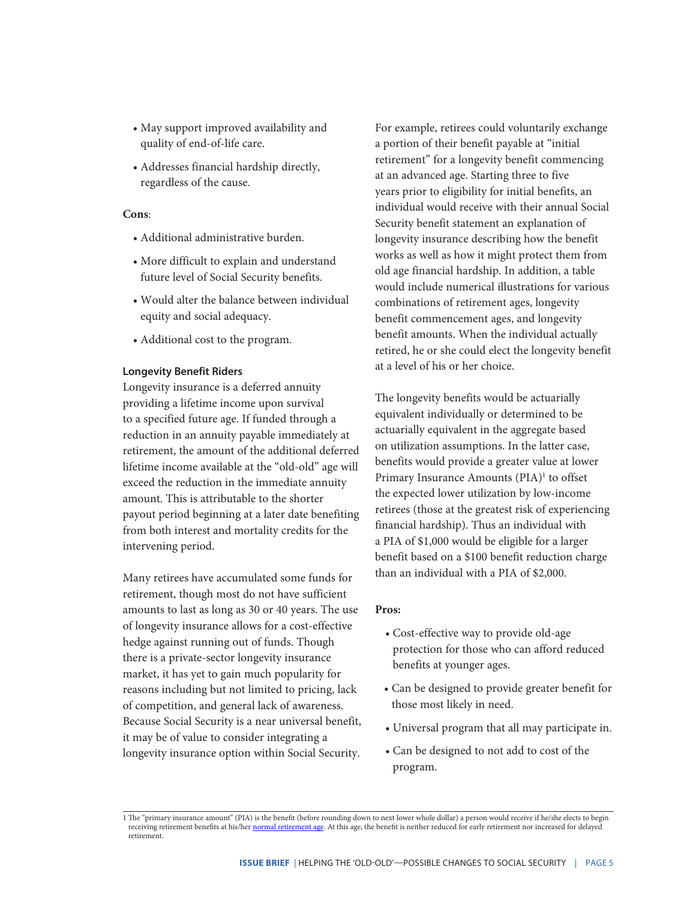- May support improved availability and quality of end-of-life care.
- Addresses financial hardship directly, regardless of the cause.

**Cons**:

- Additional administrative burden.
- More difficult to explain and understand future level of Social Security benefits.
- Would alter the balance between individual equity and social adequacy.
- Additional cost to the program.

#### Longevity Benefit Riders

Longevity insurance is a deferred annuity providing a lifetime income upon survival to a specified future age. If funded through a reduction in an annuity payable immediately at retirement, the amount of the additional deferred lifetime income available at the "old-old" age will exceed the reduction in the immediate annuity amount. This is attributable to the shorter payout period beginning at a later date benefiting from both interest and mortality credits for the intervening period.

Many retirees have accumulated some funds for retirement, though most do not have sufficient amounts to last as long as 30 or 40 years. The use of longevity insurance allows for a cost-effective hedge against running out of funds. Though there is a private-sector longevity insurance market, it has yet to gain much popularity for reasons including but not limited to pricing, lack of competition, and general lack of awareness. Because Social Security is a near universal benefit, it may be of value to consider integrating a longevity insurance option within Social Security.

For example, retirees could voluntarily exchange a portion of their benefit payable at "initial retirement" for a longevity benefit commencing at an advanced age. Starting three to five years prior to eligibility for initial benefits, an individual would receive with their annual Social Security benefit statement an explanation of longevity insurance describing how the benefit works as well as how it might protect them from old age financial hardship. In addition, a table would include numerical illustrations for various combinations of retirement ages, longevity benefit commencement ages, and longevity benefit amounts. When the individual actually retired, he or she could elect the longevity benefit at a level of his or her choice.

The longevity benefits would be actuarially equivalent individually or determined to be actuarially equivalent in the aggregate based on utilization assumptions. In the latter case, benefits would provide a greater value at lower Primary Insurance Amounts (PIA)[1] to offset the expected lower utilization by low-income retirees (those at the greatest risk of experiencing financial hardship). Thus an individual with a PIA of $1,000 would be eligible for a larger benefit based on a $100 benefit reduction charge than an individual with a PIA of $2,000.

**Pros:**

- Cost-effective way to provide old-age protection for those who can afford reduced benefits at younger ages.
- Can be designed to provide greater benefit for those most likely in need.
- Universal program that all may participate in.
- Can be designed to not add to cost of the program.

---

1 The "primary insurance amount" (PIA) is the benefit (before rounding down to next lower whole dollar) a person would receive if he/she elects to begin receiving retirement benefits at his/her normal retirement age. At this age, the benefit is neither reduced for early retirement nor increased for delayed retirement.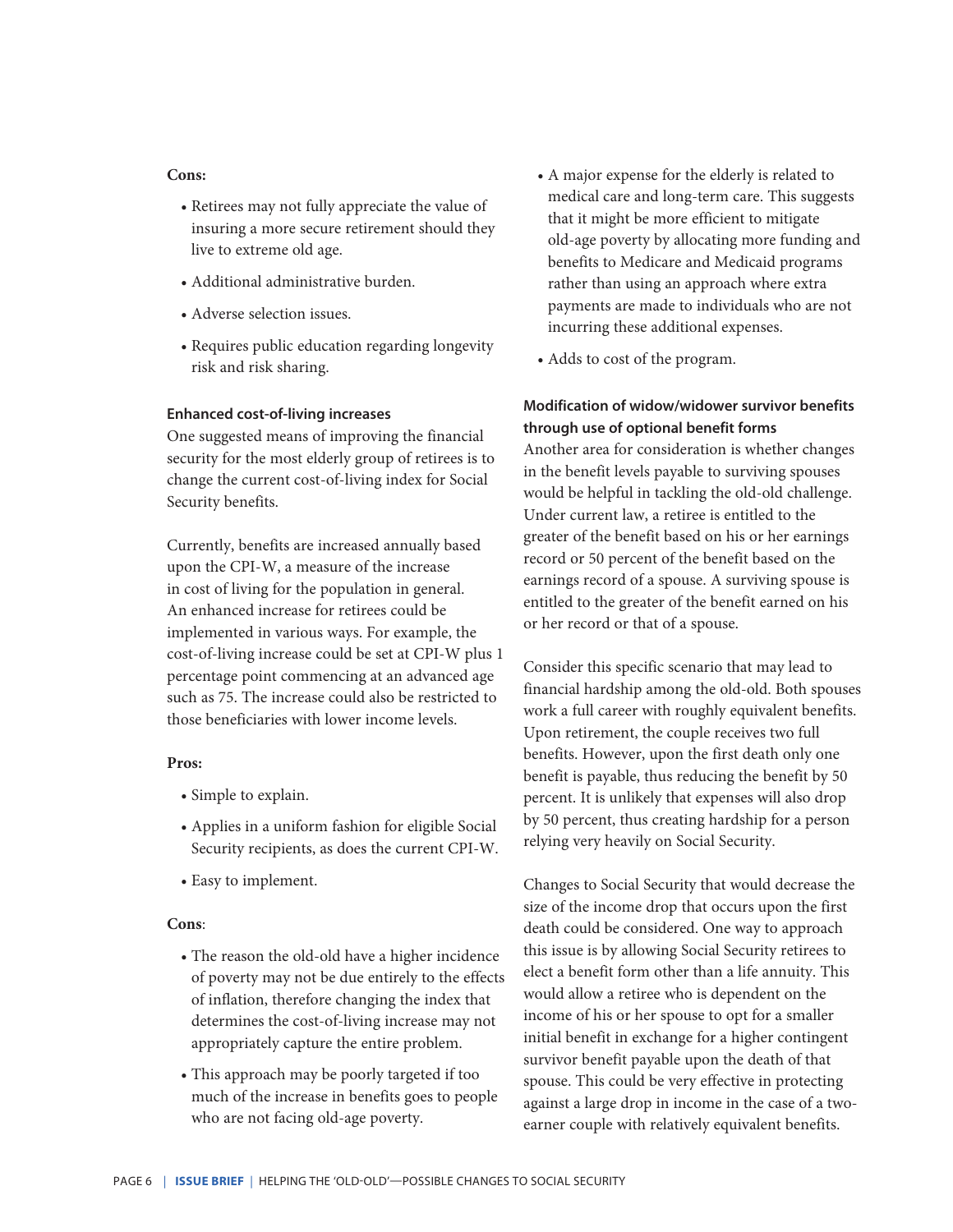**Cons:**

- Retirees may not fully appreciate the value of insuring a more secure retirement should they live to extreme old age.
- Additional administrative burden.
- Adverse selection issues.
- Requires public education regarding longevity risk and risk sharing.

### Enhanced cost-of-living increases

One suggested means of improving the financial security for the most elderly group of retirees is to change the current cost-of-living index for Social Security benefits.

Currently, benefits are increased annually based upon the CPI-W, a measure of the increase in cost of living for the population in general. An enhanced increase for retirees could be implemented in various ways. For example, the cost-of-living increase could be set at CPI-W plus 1 percentage point commencing at an advanced age such as 75. The increase could also be restricted to those beneficiaries with lower income levels.

**Pros:**

- Simple to explain.
- Applies in a uniform fashion for eligible Social Security recipients, as does the current CPI-W.
- Easy to implement.

**Cons**:

- The reason the old-old have a higher incidence of poverty may not be due entirely to the effects of inflation, therefore changing the index that determines the cost-of-living increase may not appropriately capture the entire problem.
- This approach may be poorly targeted if too much of the increase in benefits goes to people who are not facing old-age poverty.
- A major expense for the elderly is related to medical care and long-term care. This suggests that it might be more efficient to mitigate old-age poverty by allocating more funding and benefits to Medicare and Medicaid programs rather than using an approach where extra payments are made to individuals who are not incurring these additional expenses.
- Adds to cost of the program.

### Modification of widow/widower survivor benefits through use of optional benefit forms

Another area for consideration is whether changes in the benefit levels payable to surviving spouses would be helpful in tackling the old-old challenge. Under current law, a retiree is entitled to the greater of the benefit based on his or her earnings record or 50 percent of the benefit based on the earnings record of a spouse. A surviving spouse is entitled to the greater of the benefit earned on his or her record or that of a spouse.

Consider this specific scenario that may lead to financial hardship among the old-old. Both spouses work a full career with roughly equivalent benefits. Upon retirement, the couple receives two full benefits. However, upon the first death only one benefit is payable, thus reducing the benefit by 50 percent. It is unlikely that expenses will also drop by 50 percent, thus creating hardship for a person relying very heavily on Social Security.

Changes to Social Security that would decrease the size of the income drop that occurs upon the first death could be considered. One way to approach this issue is by allowing Social Security retirees to elect a benefit form other than a life annuity. This would allow a retiree who is dependent on the income of his or her spouse to opt for a smaller initial benefit in exchange for a higher contingent survivor benefit payable upon the death of that spouse. This could be very effective in protecting against a large drop in income in the case of a two-earner couple with relatively equivalent benefits.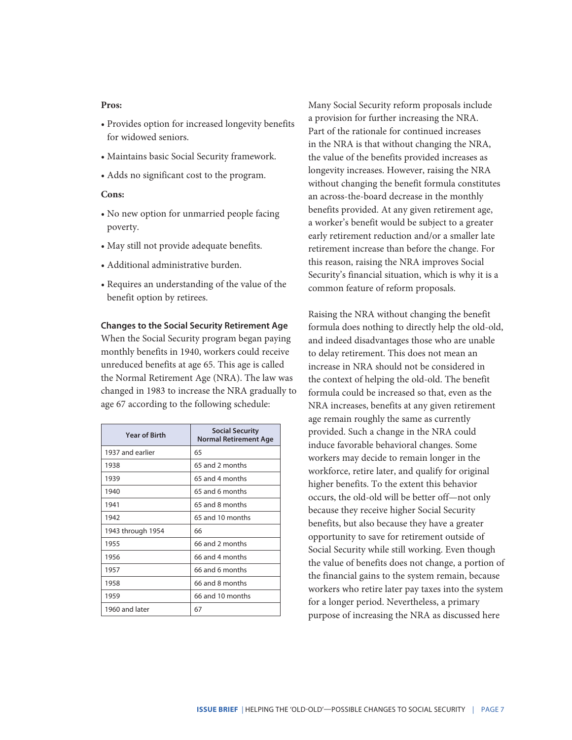**Pros:**

- Provides option for increased longevity benefits for widowed seniors.
- Maintains basic Social Security framework.
- Adds no significant cost to the program.

**Cons:**

- No new option for unmarried people facing poverty.
- May still not provide adequate benefits.
- Additional administrative burden.
- Requires an understanding of the value of the benefit option by retirees.

### Changes to the Social Security Retirement Age

When the Social Security program began paying monthly benefits in 1940, workers could receive unreduced benefits at age 65. This age is called the Normal Retirement Age (NRA). The law was changed in 1983 to increase the NRA gradually to age 67 according to the following schedule:

| Year of Birth | Social Security Normal Retirement Age |
|---|---|
| 1937 and earlier | 65 |
| 1938 | 65 and 2 months |
| 1939 | 65 and 4 months |
| 1940 | 65 and 6 months |
| 1941 | 65 and 8 months |
| 1942 | 65 and 10 months |
| 1943 through 1954 | 66 |
| 1955 | 66 and 2 months |
| 1956 | 66 and 4 months |
| 1957 | 66 and 6 months |
| 1958 | 66 and 8 months |
| 1959 | 66 and 10 months |
| 1960 and later | 67 |

Many Social Security reform proposals include a provision for further increasing the NRA. Part of the rationale for continued increases in the NRA is that without changing the NRA, the value of the benefits provided increases as longevity increases. However, raising the NRA without changing the benefit formula constitutes an across-the-board decrease in the monthly benefits provided. At any given retirement age, a worker's benefit would be subject to a greater early retirement reduction and/or a smaller late retirement increase than before the change. For this reason, raising the NRA improves Social Security's financial situation, which is why it is a common feature of reform proposals.

Raising the NRA without changing the benefit formula does nothing to directly help the old-old, and indeed disadvantages those who are unable to delay retirement. This does not mean an increase in NRA should not be considered in the context of helping the old-old. The benefit formula could be increased so that, even as the NRA increases, benefits at any given retirement age remain roughly the same as currently provided. Such a change in the NRA could induce favorable behavioral changes. Some workers may decide to remain longer in the workforce, retire later, and qualify for original higher benefits. To the extent this behavior occurs, the old-old will be better off—not only because they receive higher Social Security benefits, but also because they have a greater opportunity to save for retirement outside of Social Security while still working. Even though the value of benefits does not change, a portion of the financial gains to the system remain, because workers who retire later pay taxes into the system for a longer period. Nevertheless, a primary purpose of increasing the NRA as discussed here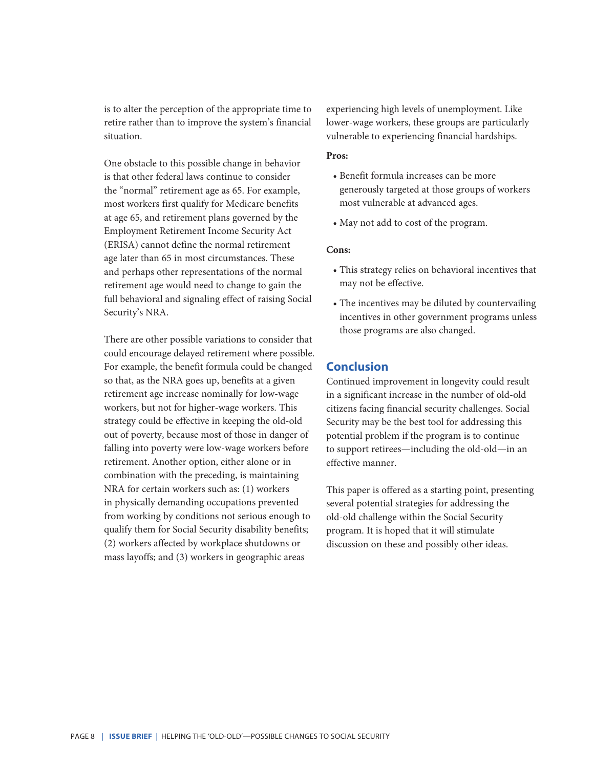is to alter the perception of the appropriate time to retire rather than to improve the system's financial situation.

One obstacle to this possible change in behavior is that other federal laws continue to consider the "normal" retirement age as 65. For example, most workers first qualify for Medicare benefits at age 65, and retirement plans governed by the Employment Retirement Income Security Act (ERISA) cannot define the normal retirement age later than 65 in most circumstances. These and perhaps other representations of the normal retirement age would need to change to gain the full behavioral and signaling effect of raising Social Security's NRA.

There are other possible variations to consider that could encourage delayed retirement where possible. For example, the benefit formula could be changed so that, as the NRA goes up, benefits at a given retirement age increase nominally for low-wage workers, but not for higher-wage workers. This strategy could be effective in keeping the old-old out of poverty, because most of those in danger of falling into poverty were low-wage workers before retirement. Another option, either alone or in combination with the preceding, is maintaining NRA for certain workers such as: (1) workers in physically demanding occupations prevented from working by conditions not serious enough to qualify them for Social Security disability benefits; (2) workers affected by workplace shutdowns or mass layoffs; and (3) workers in geographic areas experiencing high levels of unemployment. Like lower-wage workers, these groups are particularly vulnerable to experiencing financial hardships.

**Pros:**

- Benefit formula increases can be more generously targeted at those groups of workers most vulnerable at advanced ages.
- May not add to cost of the program.

**Cons:**

- This strategy relies on behavioral incentives that may not be effective.
- The incentives may be diluted by countervailing incentives in other government programs unless those programs are also changed.

## Conclusion

Continued improvement in longevity could result in a significant increase in the number of old-old citizens facing financial security challenges. Social Security may be the best tool for addressing this potential problem if the program is to continue to support retirees—including the old-old—in an effective manner.

This paper is offered as a starting point, presenting several potential strategies for addressing the old-old challenge within the Social Security program. It is hoped that it will stimulate discussion on these and possibly other ideas.